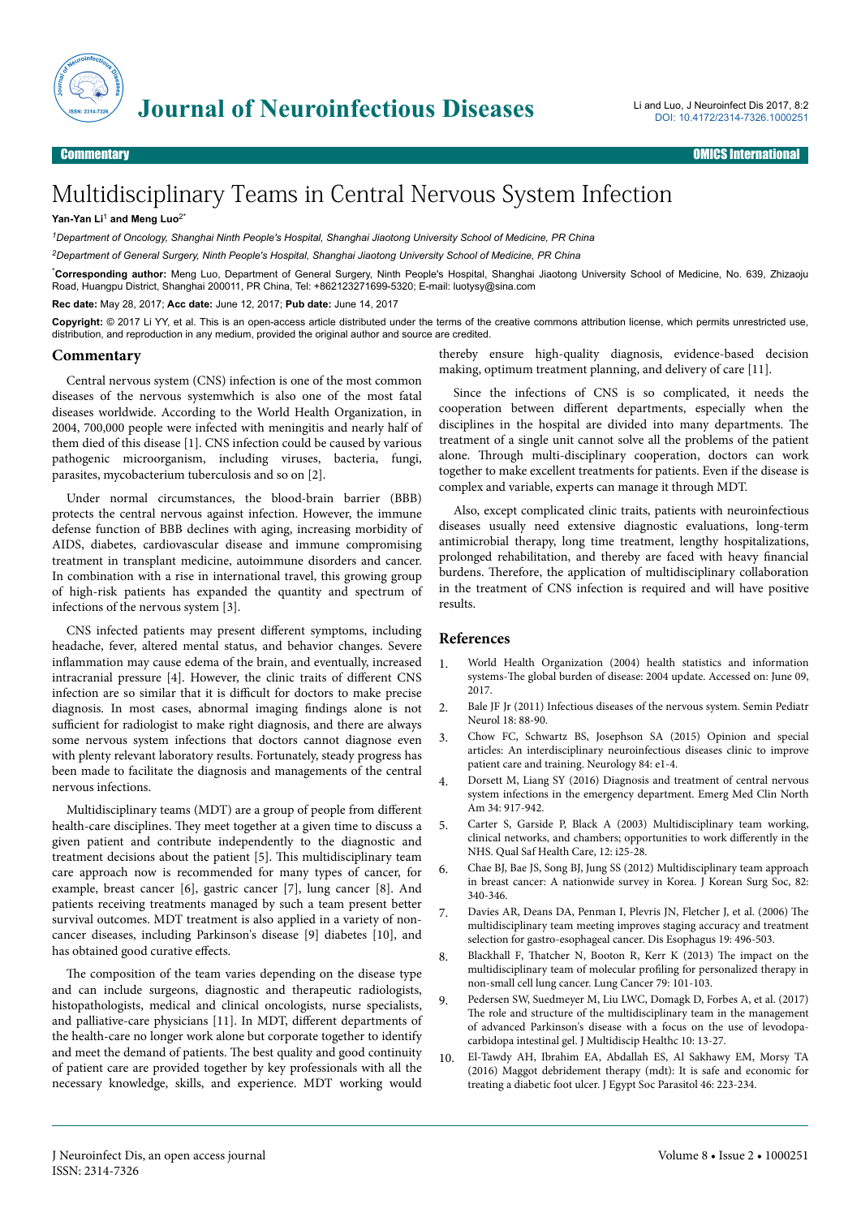# Multidisciplinary Teams in Central Nervous System Infection

**Yan-Yan Li**[1] **and Meng Luo**[2*]

*[1]Department of Oncology, Shanghai Ninth People's Hospital, Shanghai Jiaotong University School of Medicine, PR China*

*[2]Department of General Surgery, Ninth People's Hospital, Shanghai Jiaotong University School of Medicine, PR China*

[*]**Corresponding author:** Meng Luo, Department of General Surgery, Ninth People's Hospital, Shanghai Jiaotong University School of Medicine, No. 639, Zhizaoju Road, Huangpu District, Shanghai 200011, PR China, Tel: +862123271699-5320; E-mail: luotysy@sina.com

**Rec date:** May 28, 2017; **Acc date:** June 12, 2017; **Pub date:** June 14, 2017

**Copyright:** © 2017 Li YY, et al. This is an open-access article distributed under the terms of the creative commons attribution license, which permits unrestricted use, distribution, and reproduction in any medium, provided the original author and source are credited.

## Commentary

Central nervous system (CNS) infection is one of the most common diseases of the nervous systemwhich is also one of the most fatal diseases worldwide. According to the World Health Organization, in 2004, 700,000 people were infected with meningitis and nearly half of them died of this disease [1]. CNS infection could be caused by various pathogenic microorganism, including viruses, bacteria, fungi, parasites, mycobacterium tuberculosis and so on [2].

Under normal circumstances, the blood-brain barrier (BBB) protects the central nervous against infection. However, the immune defense function of BBB declines with aging, increasing morbidity of AIDS, diabetes, cardiovascular disease and immune compromising treatment in transplant medicine, autoimmune disorders and cancer. In combination with a rise in international travel, this growing group of high-risk patients has expanded the quantity and spectrum of infections of the nervous system [3].

CNS infected patients may present different symptoms, including headache, fever, altered mental status, and behavior changes. Severe inflammation may cause edema of the brain, and eventually, increased intracranial pressure [4]. However, the clinic traits of different CNS infection are so similar that it is difficult for doctors to make precise diagnosis. In most cases, abnormal imaging findings alone is not sufficient for radiologist to make right diagnosis, and there are always some nervous system infections that doctors cannot diagnose even with plenty relevant laboratory results. Fortunately, steady progress has been made to facilitate the diagnosis and managements of the central nervous infections.

Multidisciplinary teams (MDT) are a group of people from different health-care disciplines. They meet together at a given time to discuss a given patient and contribute independently to the diagnostic and treatment decisions about the patient [5]. This multidisciplinary team care approach now is recommended for many types of cancer, for example, breast cancer [6], gastric cancer [7], lung cancer [8]. And patients receiving treatments managed by such a team present better survival outcomes. MDT treatment is also applied in a variety of non-cancer diseases, including Parkinson's disease [9] diabetes [10], and has obtained good curative effects.

The composition of the team varies depending on the disease type and can include surgeons, diagnostic and therapeutic radiologists, histopathologists, medical and clinical oncologists, nurse specialists, and palliative-care physicians [11]. In MDT, different departments of the health-care no longer work alone but corporate together to identify and meet the demand of patients. The best quality and good continuity of patient care are provided together by key professionals with all the necessary knowledge, skills, and experience. MDT working would thereby ensure high-quality diagnosis, evidence-based decision making, optimum treatment planning, and delivery of care [11].

Since the infections of CNS is so complicated, it needs the cooperation between different departments, especially when the disciplines in the hospital are divided into many departments. The treatment of a single unit cannot solve all the problems of the patient alone. Through multi-disciplinary cooperation, doctors can work together to make excellent treatments for patients. Even if the disease is complex and variable, experts can manage it through MDT.

Also, except complicated clinic traits, patients with neuroinfectious diseases usually need extensive diagnostic evaluations, long-term antimicrobial therapy, long time treatment, lengthy hospitalizations, prolonged rehabilitation, and thereby are faced with heavy financial burdens. Therefore, the application of multidisciplinary collaboration in the treatment of CNS infection is required and will have positive results.

## References

1. World Health Organization (2004) health statistics and information systems-The global burden of disease: 2004 update. Accessed on: June 09, 2017.
2. Bale JF Jr (2011) Infectious diseases of the nervous system. Semin Pediatr Neurol 18: 88-90.
3. Chow FC, Schwartz BS, Josephson SA (2015) Opinion and special articles: An interdisciplinary neuroinfectious diseases clinic to improve patient care and training. Neurology 84: e1-4.
4. Dorsett M, Liang SY (2016) Diagnosis and treatment of central nervous system infections in the emergency department. Emerg Med Clin North Am 34: 917-942.
5. Carter S, Garside P, Black A (2003) Multidisciplinary team working, clinical networks, and chambers; opportunities to work differently in the NHS. Qual Saf Health Care, 12: i25-28.
6. Chae BJ, Bae JS, Song BJ, Jung SS (2012) Multidisciplinary team approach in breast cancer: A nationwide survey in Korea. J Korean Surg Soc, 82: 340-346.
7. Davies AR, Deans DA, Penman I, Plevris JN, Fletcher J, et al. (2006) The multidisciplinary team meeting improves staging accuracy and treatment selection for gastro-esophageal cancer. Dis Esophagus 19: 496-503.
8. Blackhall F, Thatcher N, Booton R, Kerr K (2013) The impact on the multidisciplinary team of molecular profiling for personalized therapy in non-small cell lung cancer. Lung Cancer 79: 101-103.
9. Pedersen SW, Suedmeyer M, Liu LWC, Domagk D, Forbes A, et al. (2017) The role and structure of the multidisciplinary team in the management of advanced Parkinson's disease with a focus on the use of levodopa-carbidopa intestinal gel. J Multidiscip Healthc 10: 13-27.
10. El-Tawdy AH, Ibrahim EA, Abdallah ES, Al Sakhawy EM, Morsy TA (2016) Maggot debridement therapy (mdt): It is safe and economic for treating a diabetic foot ulcer. J Egypt Soc Parasitol 46: 223-234.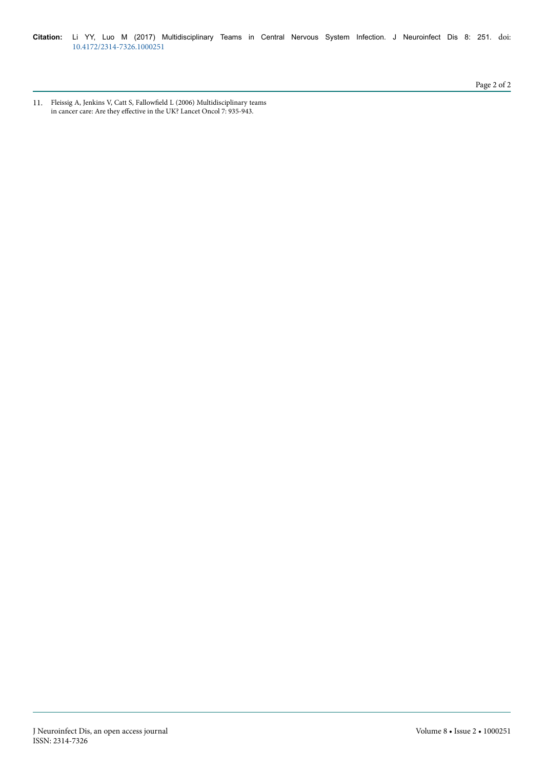11. Fleissig A, Jenkins V, Catt S, Fallowfield L (2006) Multidisciplinary teams in cancer care: Are they effective in the UK? Lancet Oncol 7: 935-943.